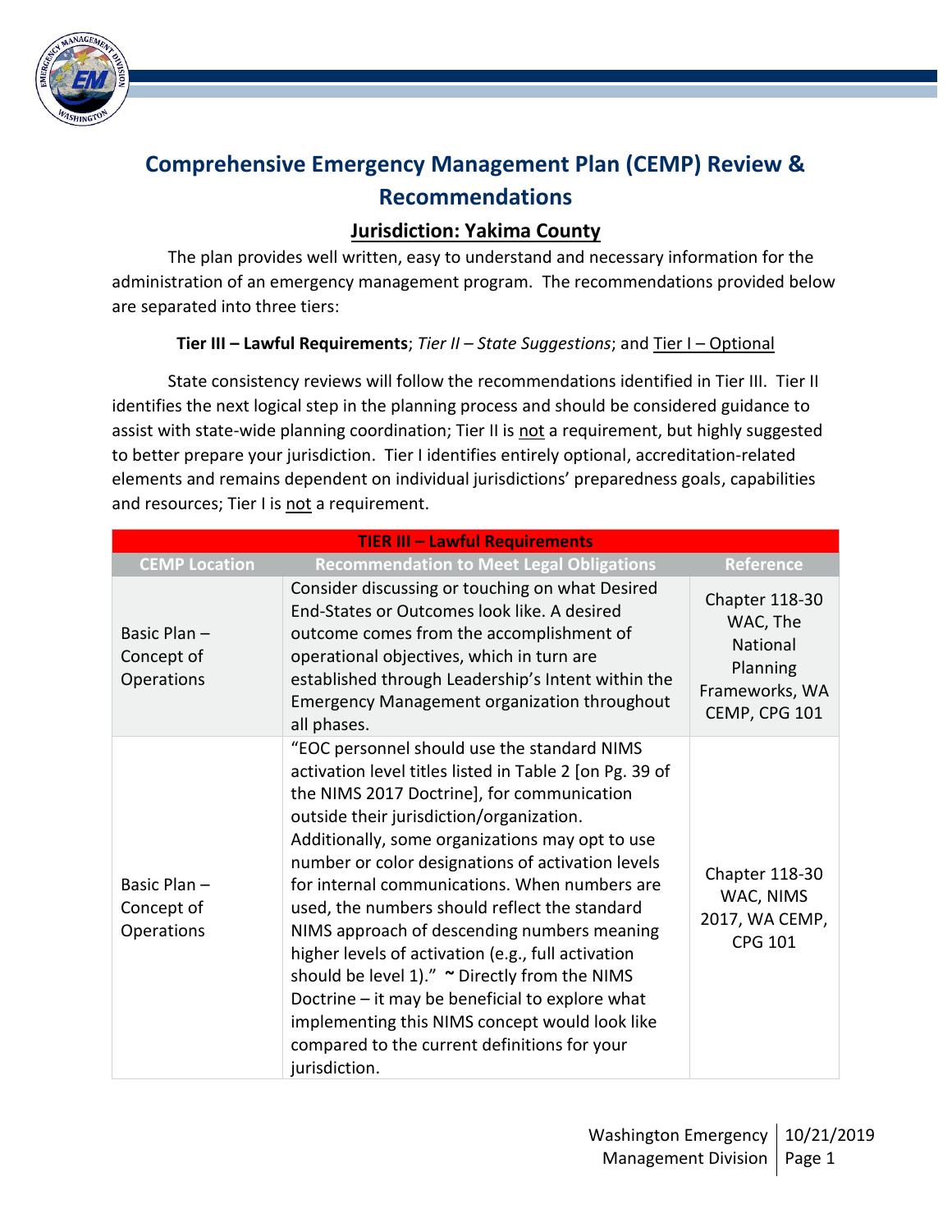# Comprehensive Emergency Management Plan (CEMP) Review & Recommendations

## Jurisdiction: Yakima County

The plan provides well written, easy to understand and necessary information for the administration of an emergency management program. The recommendations provided below are separated into three tiers:

**Tier III – Lawful Requirements**; *Tier II – State Suggestions*; and Tier I – Optional

State consistency reviews will follow the recommendations identified in Tier III. Tier II identifies the next logical step in the planning process and should be considered guidance to assist with state-wide planning coordination; Tier II is not a requirement, but highly suggested to better prepare your jurisdiction. Tier I identifies entirely optional, accreditation-related elements and remains dependent on individual jurisdictions' preparedness goals, capabilities and resources; Tier I is not a requirement.

| TIER III – Lawful Requirements | | |
|---|---|---|
| **CEMP Location** | **Recommendation to Meet Legal Obligations** | **Reference** |
| Basic Plan – Concept of Operations | Consider discussing or touching on what Desired End-States or Outcomes look like. A desired outcome comes from the accomplishment of operational objectives, which in turn are established through Leadership's Intent within the Emergency Management organization throughout all phases. | Chapter 118-30 WAC, The National Planning Frameworks, WA CEMP, CPG 101 |
| Basic Plan – Concept of Operations | "EOC personnel should use the standard NIMS activation level titles listed in Table 2 [on Pg. 39 of the NIMS 2017 Doctrine], for communication outside their jurisdiction/organization. Additionally, some organizations may opt to use number or color designations of activation levels for internal communications. When numbers are used, the numbers should reflect the standard NIMS approach of descending numbers meaning higher levels of activation (e.g., full activation should be level 1)." ~ Directly from the NIMS Doctrine – it may be beneficial to explore what implementing this NIMS concept would look like compared to the current definitions for your jurisdiction. | Chapter 118-30 WAC, NIMS 2017, WA CEMP, CPG 101 |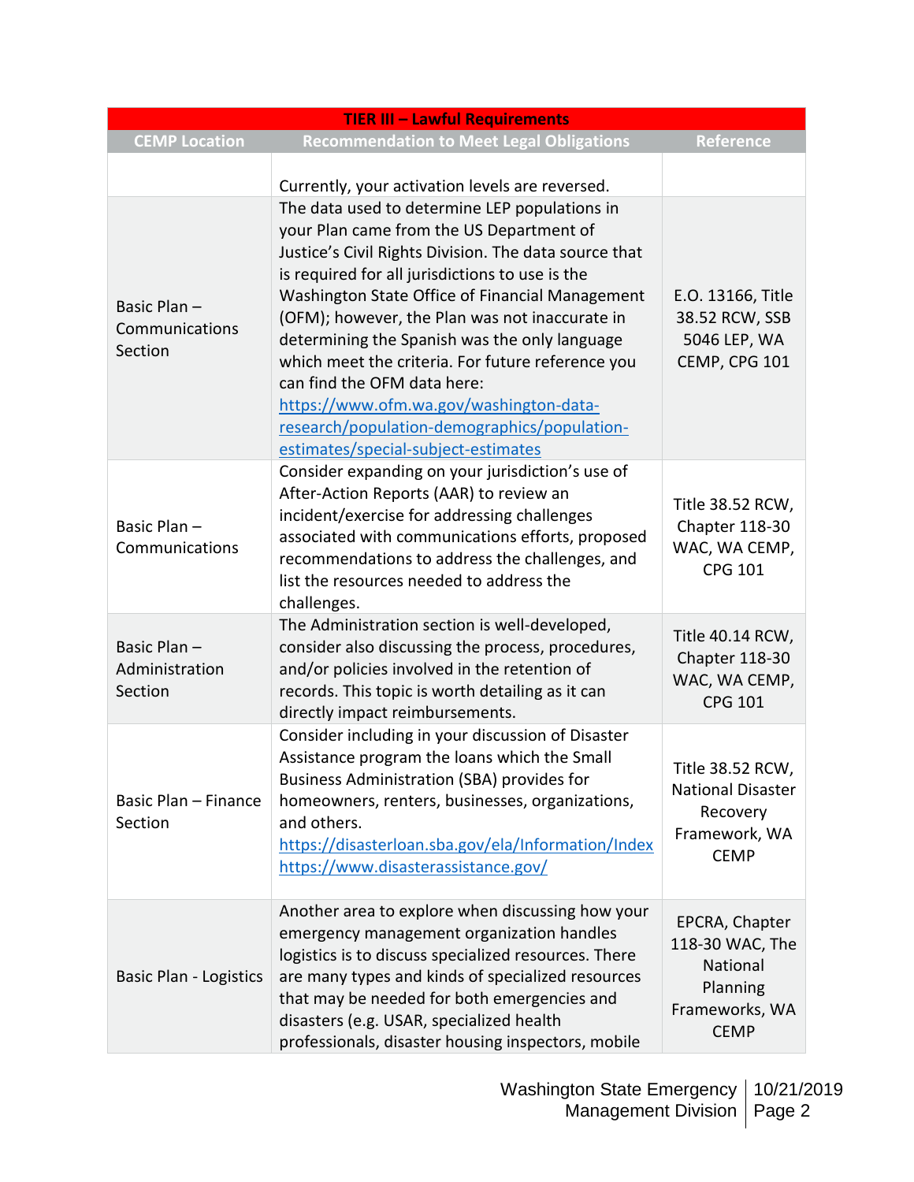| TIER III – Lawful Requirements | | |
|---|---|---|
| CEMP Location | Recommendation to Meet Legal Obligations | Reference |
| | Currently, your activation levels are reversed. | |
| Basic Plan – Communications Section | The data used to determine LEP populations in your Plan came from the US Department of Justice's Civil Rights Division. The data source that is required for all jurisdictions to use is the Washington State Office of Financial Management (OFM); however, the Plan was not inaccurate in determining the Spanish was the only language which meet the criteria. For future reference you can find the OFM data here: https://www.ofm.wa.gov/washington-data-research/population-demographics/population-estimates/special-subject-estimates | E.O. 13166, Title 38.52 RCW, SSB 5046 LEP, WA CEMP, CPG 101 |
| Basic Plan – Communications | Consider expanding on your jurisdiction's use of After-Action Reports (AAR) to review an incident/exercise for addressing challenges associated with communications efforts, proposed recommendations to address the challenges, and list the resources needed to address the challenges. | Title 38.52 RCW, Chapter 118-30 WAC, WA CEMP, CPG 101 |
| Basic Plan – Administration Section | The Administration section is well-developed, consider also discussing the process, procedures, and/or policies involved in the retention of records. This topic is worth detailing as it can directly impact reimbursements. | Title 40.14 RCW, Chapter 118-30 WAC, WA CEMP, CPG 101 |
| Basic Plan – Finance Section | Consider including in your discussion of Disaster Assistance program the loans which the Small Business Administration (SBA) provides for homeowners, renters, businesses, organizations, and others. https://disasterloan.sba.gov/ela/Information/Index https://www.disasterassistance.gov/ | Title 38.52 RCW, National Disaster Recovery Framework, WA CEMP |
| Basic Plan - Logistics | Another area to explore when discussing how your emergency management organization handles logistics is to discuss specialized resources. There are many types and kinds of specialized resources that may be needed for both emergencies and disasters (e.g. USAR, specialized health professionals, disaster housing inspectors, mobile | EPCRA, Chapter 118-30 WAC, The National Planning Frameworks, WA CEMP |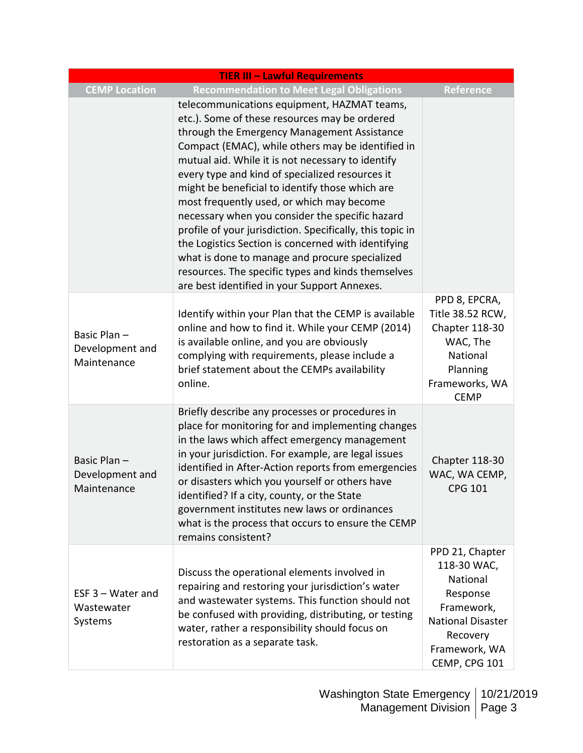| TIER III – Lawful Requirements | | |
|---|---|---|
| **CEMP Location** | **Recommendation to Meet Legal Obligations** | **Reference** |
| | telecommunications equipment, HAZMAT teams, etc.). Some of these resources may be ordered through the Emergency Management Assistance Compact (EMAC), while others may be identified in mutual aid. While it is not necessary to identify every type and kind of specialized resources it might be beneficial to identify those which are most frequently used, or which may become necessary when you consider the specific hazard profile of your jurisdiction. Specifically, this topic in the Logistics Section is concerned with identifying what is done to manage and procure specialized resources. The specific types and kinds themselves are best identified in your Support Annexes. | |
| Basic Plan – Development and Maintenance | Identify within your Plan that the CEMP is available online and how to find it. While your CEMP (2014) is available online, and you are obviously complying with requirements, please include a brief statement about the CEMPs availability online. | PPD 8, EPCRA, Title 38.52 RCW, Chapter 118-30 WAC, The National Planning Frameworks, WA CEMP |
| Basic Plan – Development and Maintenance | Briefly describe any processes or procedures in place for monitoring for and implementing changes in the laws which affect emergency management in your jurisdiction. For example, are legal issues identified in After-Action reports from emergencies or disasters which you yourself or others have identified? If a city, county, or the State government institutes new laws or ordinances what is the process that occurs to ensure the CEMP remains consistent? | Chapter 118-30 WAC, WA CEMP, CPG 101 |
| ESF 3 – Water and Wastewater Systems | Discuss the operational elements involved in repairing and restoring your jurisdiction's water and wastewater systems. This function should not be confused with providing, distributing, or testing water, rather a responsibility should focus on restoration as a separate task. | PPD 21, Chapter 118-30 WAC, National Response Framework, National Disaster Recovery Framework, WA CEMP, CPG 101 |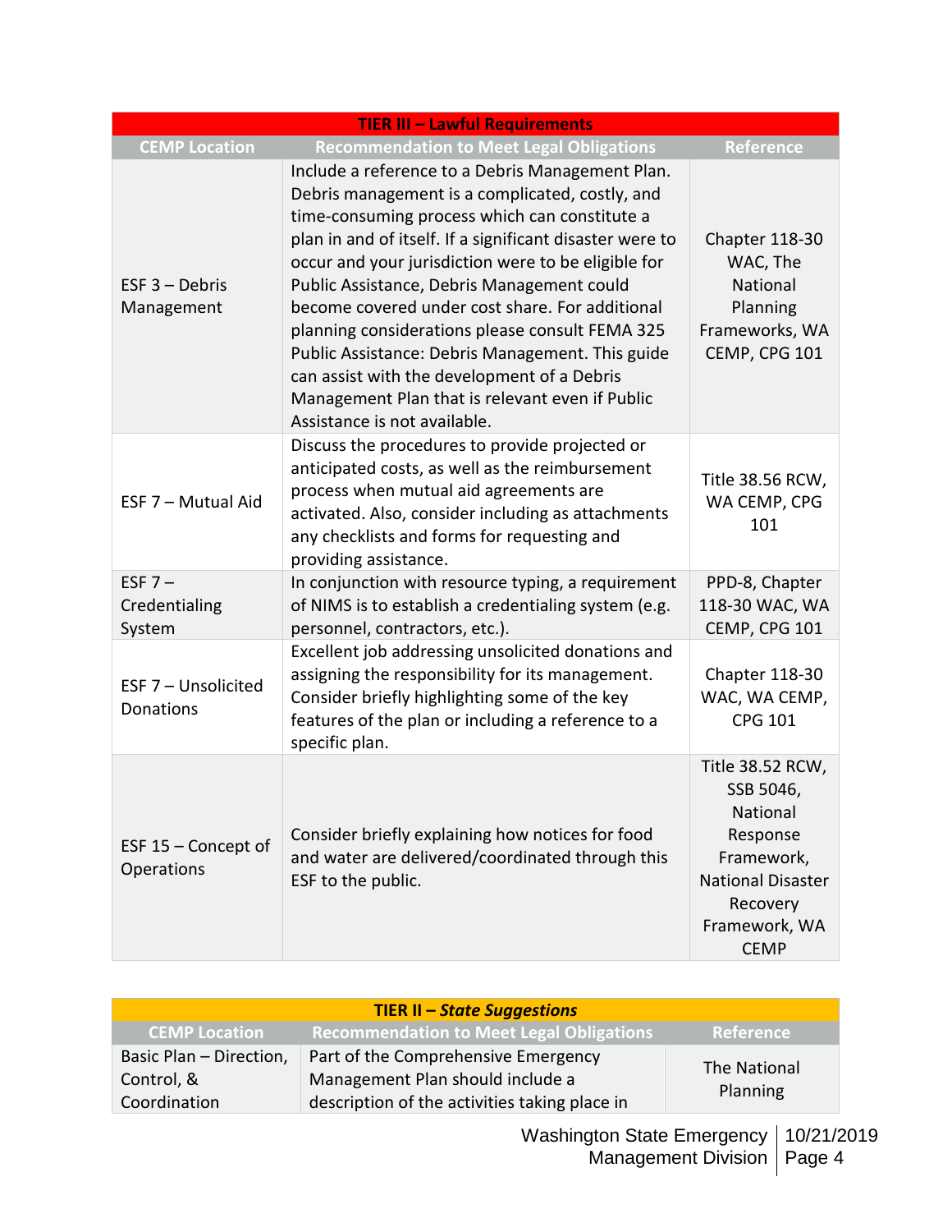| TIER III – Lawful Requirements | | |
|---|---|---|
| **CEMP Location** | **Recommendation to Meet Legal Obligations** | **Reference** |
| ESF 3 – Debris Management | Include a reference to a Debris Management Plan. Debris management is a complicated, costly, and time-consuming process which can constitute a plan in and of itself. If a significant disaster were to occur and your jurisdiction were to be eligible for Public Assistance, Debris Management could become covered under cost share. For additional planning considerations please consult FEMA 325 Public Assistance: Debris Management. This guide can assist with the development of a Debris Management Plan that is relevant even if Public Assistance is not available. | Chapter 118-30 WAC, The National Planning Frameworks, WA CEMP, CPG 101 |
| ESF 7 – Mutual Aid | Discuss the procedures to provide projected or anticipated costs, as well as the reimbursement process when mutual aid agreements are activated. Also, consider including as attachments any checklists and forms for requesting and providing assistance. | Title 38.56 RCW, WA CEMP, CPG 101 |
| ESF 7 – Credentialing System | In conjunction with resource typing, a requirement of NIMS is to establish a credentialing system (e.g. personnel, contractors, etc.). | PPD-8, Chapter 118-30 WAC, WA CEMP, CPG 101 |
| ESF 7 – Unsolicited Donations | Excellent job addressing unsolicited donations and assigning the responsibility for its management. Consider briefly highlighting some of the key features of the plan or including a reference to a specific plan. | Chapter 118-30 WAC, WA CEMP, CPG 101 |
| ESF 15 – Concept of Operations | Consider briefly explaining how notices for food and water are delivered/coordinated through this ESF to the public. | Title 38.52 RCW, SSB 5046, National Response Framework, National Disaster Recovery Framework, WA CEMP |

| TIER II – *State Suggestions* | | |
|---|---|---|
| **CEMP Location** | **Recommendation to Meet Legal Obligations** | **Reference** |
| Basic Plan – Direction, Control, & Coordination | Part of the Comprehensive Emergency Management Plan should include a description of the activities taking place in | The National Planning |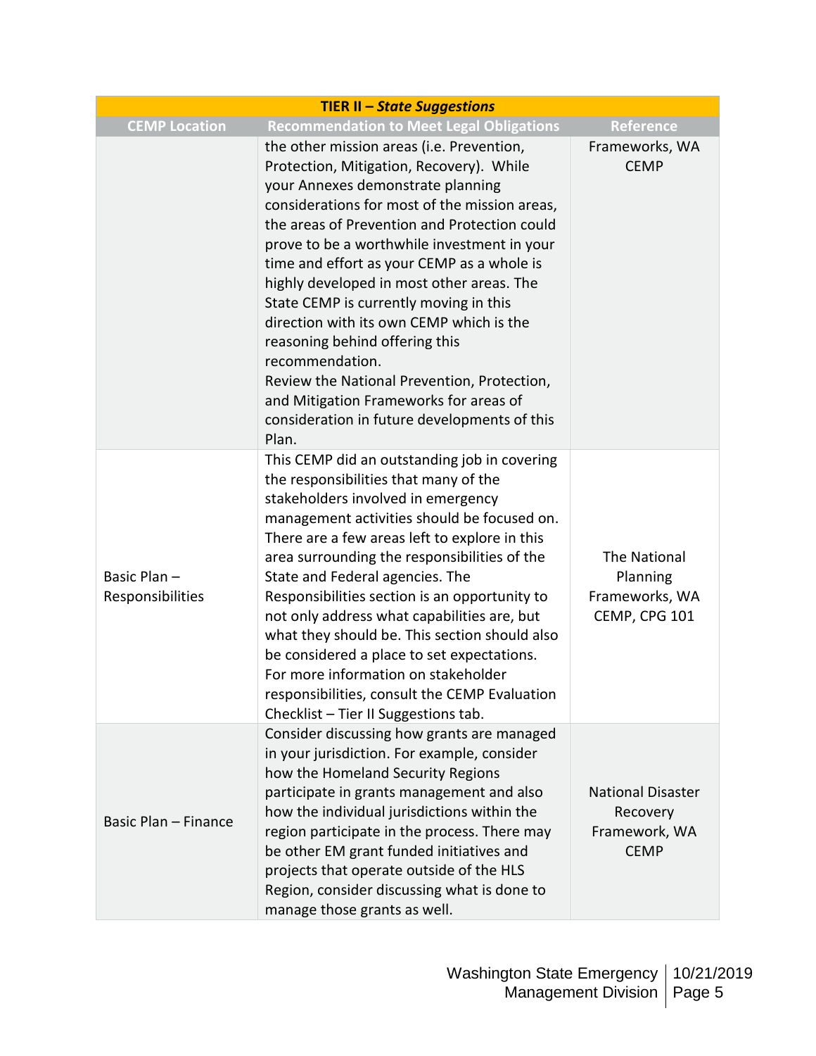| TIER II – *State Suggestions* | | |
|---|---|---|
| **CEMP Location** | **Recommendation to Meet Legal Obligations** | **Reference** |
| | the other mission areas (i.e. Prevention, Protection, Mitigation, Recovery). While your Annexes demonstrate planning considerations for most of the mission areas, the areas of Prevention and Protection could prove to be a worthwhile investment in your time and effort as your CEMP as a whole is highly developed in most other areas. The State CEMP is currently moving in this direction with its own CEMP which is the reasoning behind offering this recommendation.<br>Review the National Prevention, Protection, and Mitigation Frameworks for areas of consideration in future developments of this Plan. | Frameworks, WA CEMP |
| Basic Plan – Responsibilities | This CEMP did an outstanding job in covering the responsibilities that many of the stakeholders involved in emergency management activities should be focused on. There are a few areas left to explore in this area surrounding the responsibilities of the State and Federal agencies. The Responsibilities section is an opportunity to not only address what capabilities are, but what they should be. This section should also be considered a place to set expectations. For more information on stakeholder responsibilities, consult the CEMP Evaluation Checklist – Tier II Suggestions tab. | The National Planning Frameworks, WA CEMP, CPG 101 |
| Basic Plan – Finance | Consider discussing how grants are managed in your jurisdiction. For example, consider how the Homeland Security Regions participate in grants management and also how the individual jurisdictions within the region participate in the process. There may be other EM grant funded initiatives and projects that operate outside of the HLS Region, consider discussing what is done to manage those grants as well. | National Disaster Recovery Framework, WA CEMP |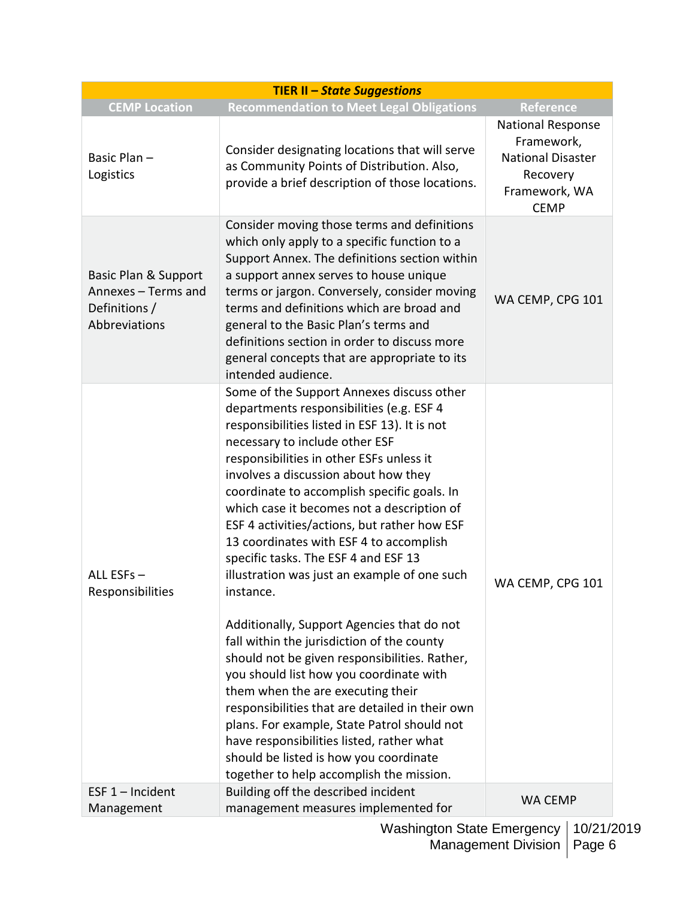| TIER II – *State Suggestions* | | |
|---|---|---|
| **CEMP Location** | **Recommendation to Meet Legal Obligations** | **Reference** |
| Basic Plan – Logistics | Consider designating locations that will serve as Community Points of Distribution. Also, provide a brief description of those locations. | National Response Framework, National Disaster Recovery Framework, WA CEMP |
| Basic Plan & Support Annexes – Terms and Definitions / Abbreviations | Consider moving those terms and definitions which only apply to a specific function to a Support Annex. The definitions section within a support annex serves to house unique terms or jargon. Conversely, consider moving terms and definitions which are broad and general to the Basic Plan's terms and definitions section in order to discuss more general concepts that are appropriate to its intended audience. | WA CEMP, CPG 101 |
| ALL ESFs – Responsibilities | Some of the Support Annexes discuss other departments responsibilities (e.g. ESF 4 responsibilities listed in ESF 13). It is not necessary to include other ESF responsibilities in other ESFs unless it involves a discussion about how they coordinate to accomplish specific goals. In which case it becomes not a description of ESF 4 activities/actions, but rather how ESF 13 coordinates with ESF 4 to accomplish specific tasks. The ESF 4 and ESF 13 illustration was just an example of one such instance.<br><br>Additionally, Support Agencies that do not fall within the jurisdiction of the county should not be given responsibilities. Rather, you should list how you coordinate with them when the are executing their responsibilities that are detailed in their own plans. For example, State Patrol should not have responsibilities listed, rather what should be listed is how you coordinate together to help accomplish the mission. | WA CEMP, CPG 101 |
| ESF 1 – Incident Management | Building off the described incident management measures implemented for | WA CEMP |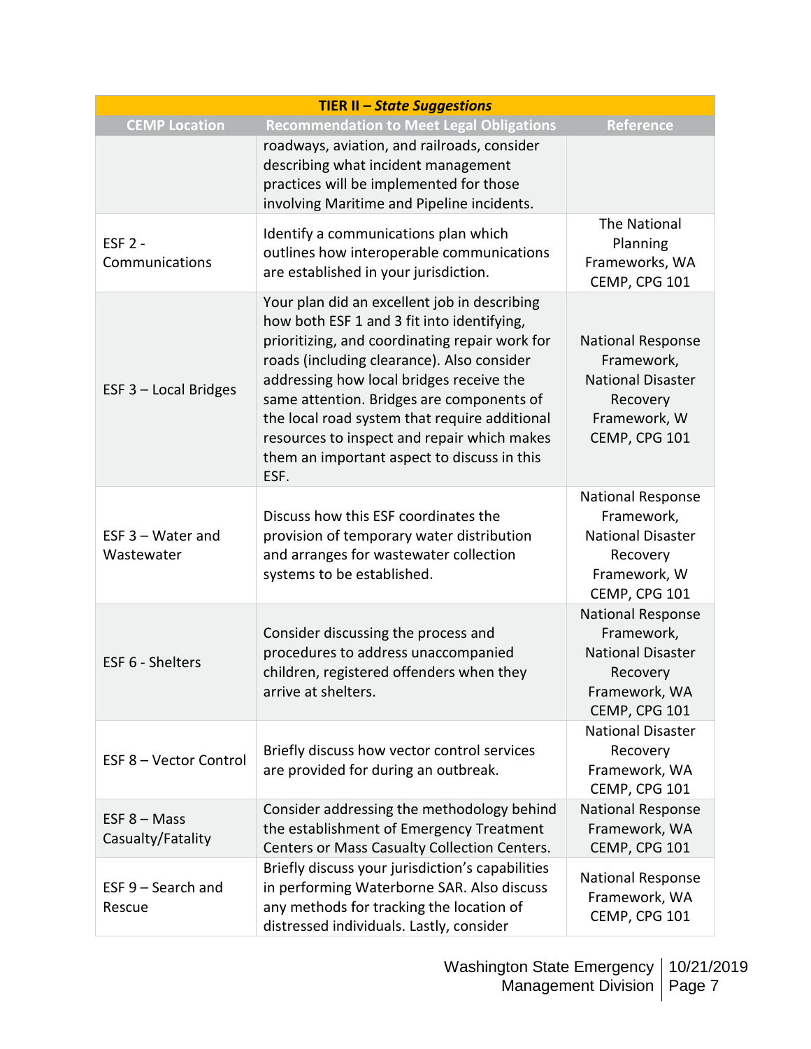| TIER II – *State Suggestions* | | |
|---|---|---|
| **CEMP Location** | **Recommendation to Meet Legal Obligations** | **Reference** |
| | roadways, aviation, and railroads, consider describing what incident management practices will be implemented for those involving Maritime and Pipeline incidents. | |
| ESF 2 - Communications | Identify a communications plan which outlines how interoperable communications are established in your jurisdiction. | The National Planning Frameworks, WA CEMP, CPG 101 |
| ESF 3 – Local Bridges | Your plan did an excellent job in describing how both ESF 1 and 3 fit into identifying, prioritizing, and coordinating repair work for roads (including clearance). Also consider addressing how local bridges receive the same attention. Bridges are components of the local road system that require additional resources to inspect and repair which makes them an important aspect to discuss in this ESF. | National Response Framework, National Disaster Recovery Framework, W CEMP, CPG 101 |
| ESF 3 – Water and Wastewater | Discuss how this ESF coordinates the provision of temporary water distribution and arranges for wastewater collection systems to be established. | National Response Framework, National Disaster Recovery Framework, W CEMP, CPG 101 |
| ESF 6 - Shelters | Consider discussing the process and procedures to address unaccompanied children, registered offenders when they arrive at shelters. | National Response Framework, National Disaster Recovery Framework, WA CEMP, CPG 101 |
| ESF 8 – Vector Control | Briefly discuss how vector control services are provided for during an outbreak. | National Disaster Recovery Framework, WA CEMP, CPG 101 |
| ESF 8 – Mass Casualty/Fatality | Consider addressing the methodology behind the establishment of Emergency Treatment Centers or Mass Casualty Collection Centers. | National Response Framework, WA CEMP, CPG 101 |
| ESF 9 – Search and Rescue | Briefly discuss your jurisdiction's capabilities in performing Waterborne SAR. Also discuss any methods for tracking the location of distressed individuals. Lastly, consider | National Response Framework, WA CEMP, CPG 101 |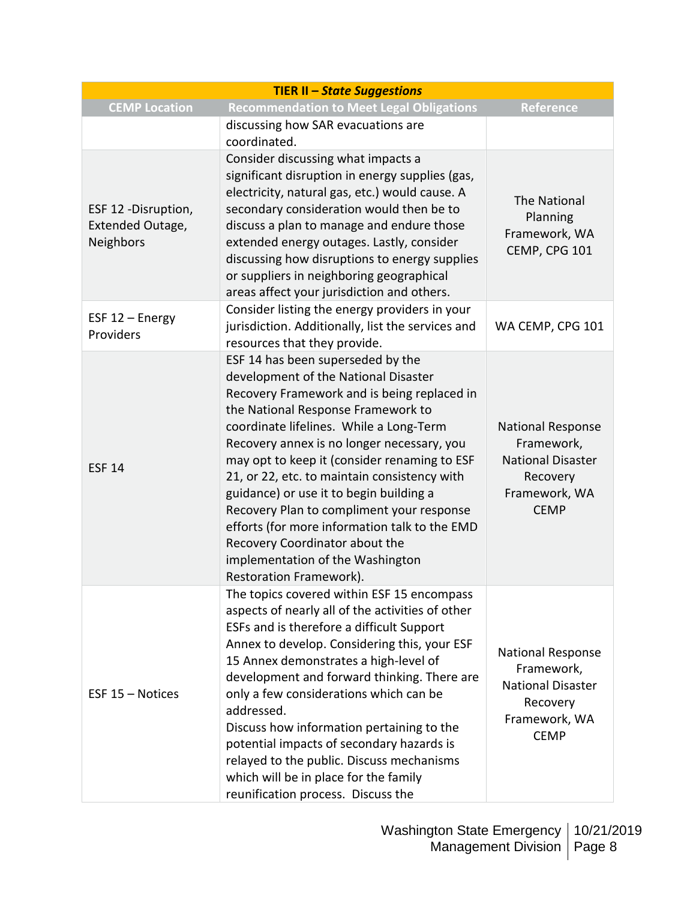| TIER II – *State Suggestions* | | |
|---|---|---|
| **CEMP Location** | **Recommendation to Meet Legal Obligations** | **Reference** |
| | discussing how SAR evacuations are coordinated. | |
| ESF 12 -Disruption, Extended Outage, Neighbors | Consider discussing what impacts a significant disruption in energy supplies (gas, electricity, natural gas, etc.) would cause. A secondary consideration would then be to discuss a plan to manage and endure those extended energy outages. Lastly, consider discussing how disruptions to energy supplies or suppliers in neighboring geographical areas affect your jurisdiction and others. | The National Planning Framework, WA CEMP, CPG 101 |
| ESF 12 – Energy Providers | Consider listing the energy providers in your jurisdiction. Additionally, list the services and resources that they provide. | WA CEMP, CPG 101 |
| ESF 14 | ESF 14 has been superseded by the development of the National Disaster Recovery Framework and is being replaced in the National Response Framework to coordinate lifelines. While a Long-Term Recovery annex is no longer necessary, you may opt to keep it (consider renaming to ESF 21, or 22, etc. to maintain consistency with guidance) or use it to begin building a Recovery Plan to compliment your response efforts (for more information talk to the EMD Recovery Coordinator about the implementation of the Washington Restoration Framework). | National Response Framework, National Disaster Recovery Framework, WA CEMP |
| ESF 15 – Notices | The topics covered within ESF 15 encompass aspects of nearly all of the activities of other ESFs and is therefore a difficult Support Annex to develop. Considering this, your ESF 15 Annex demonstrates a high-level of development and forward thinking. There are only a few considerations which can be addressed.<br>Discuss how information pertaining to the potential impacts of secondary hazards is relayed to the public. Discuss mechanisms which will be in place for the family reunification process. Discuss the | National Response Framework, National Disaster Recovery Framework, WA CEMP |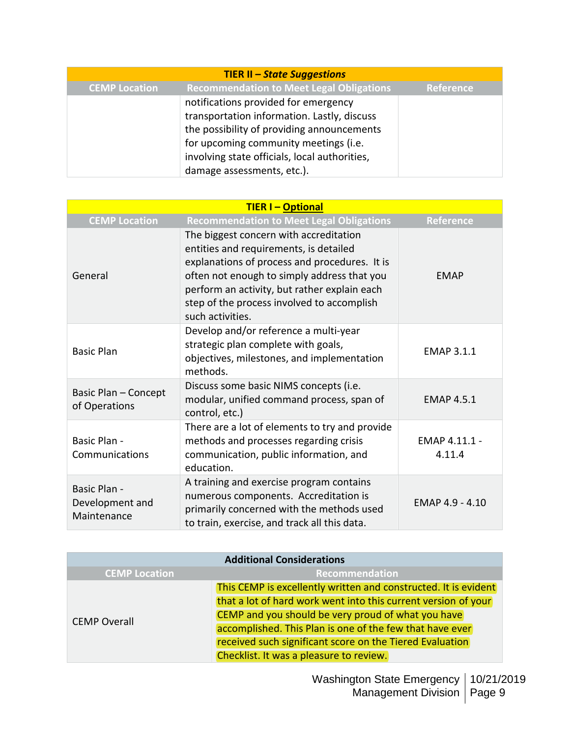| TIER II – *State Suggestions* | | |
|---|---|---|
| **CEMP Location** | **Recommendation to Meet Legal Obligations** | **Reference** |
| | notifications provided for emergency transportation information. Lastly, discuss the possibility of providing announcements for upcoming community meetings (i.e. involving state officials, local authorities, damage assessments, etc.). | |

| TIER I – Optional | | |
|---|---|---|
| **CEMP Location** | **Recommendation to Meet Legal Obligations** | **Reference** |
| General | The biggest concern with accreditation entities and requirements, is detailed explanations of process and procedures. It is often not enough to simply address that you perform an activity, but rather explain each step of the process involved to accomplish such activities. | EMAP |
| Basic Plan | Develop and/or reference a multi-year strategic plan complete with goals, objectives, milestones, and implementation methods. | EMAP 3.1.1 |
| Basic Plan – Concept of Operations | Discuss some basic NIMS concepts (i.e. modular, unified command process, span of control, etc.) | EMAP 4.5.1 |
| Basic Plan - Communications | There are a lot of elements to try and provide methods and processes regarding crisis communication, public information, and education. | EMAP 4.11.1 - 4.11.4 |
| Basic Plan - Development and Maintenance | A training and exercise program contains numerous components. Accreditation is primarily concerned with the methods used to train, exercise, and track all this data. | EMAP 4.9 - 4.10 |

| Additional Considerations | |
|---|---|
| **CEMP Location** | **Recommendation** |
| CEMP Overall | This CEMP is excellently written and constructed. It is evident that a lot of hard work went into this current version of your CEMP and you should be very proud of what you have accomplished. This Plan is one of the few that have ever received such significant score on the Tiered Evaluation Checklist. It was a pleasure to review. |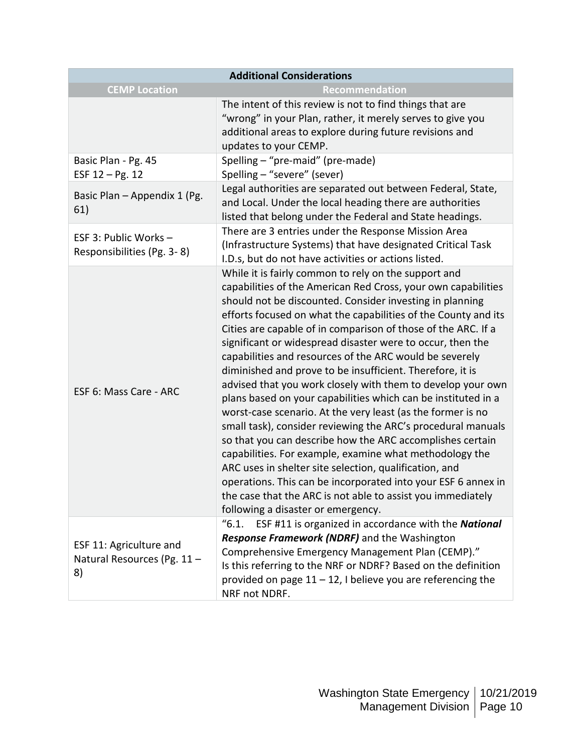| Additional Considerations | |
|---|---|
| **CEMP Location** | **Recommendation** |
| | The intent of this review is not to find things that are "wrong" in your Plan, rather, it merely serves to give you additional areas to explore during future revisions and updates to your CEMP. |
| Basic Plan - Pg. 45<br>ESF 12 – Pg. 12 | Spelling – "pre-maid" (pre-made)<br>Spelling – "severe" (sever) |
| Basic Plan – Appendix 1 (Pg. 61) | Legal authorities are separated out between Federal, State, and Local. Under the local heading there are authorities listed that belong under the Federal and State headings. |
| ESF 3: Public Works – Responsibilities (Pg. 3- 8) | There are 3 entries under the Response Mission Area (Infrastructure Systems) that have designated Critical Task I.D.s, but do not have activities or actions listed. |
| ESF 6: Mass Care - ARC | While it is fairly common to rely on the support and capabilities of the American Red Cross, your own capabilities should not be discounted. Consider investing in planning efforts focused on what the capabilities of the County and its Cities are capable of in comparison of those of the ARC. If a significant or widespread disaster were to occur, then the capabilities and resources of the ARC would be severely diminished and prove to be insufficient. Therefore, it is advised that you work closely with them to develop your own plans based on your capabilities which can be instituted in a worst-case scenario. At the very least (as the former is no small task), consider reviewing the ARC's procedural manuals so that you can describe how the ARC accomplishes certain capabilities. For example, examine what methodology the ARC uses in shelter site selection, qualification, and operations. This can be incorporated into your ESF 6 annex in the case that the ARC is not able to assist you immediately following a disaster or emergency. |
| ESF 11: Agriculture and Natural Resources (Pg. 11 – 8) | "6.1. ESF #11 is organized in accordance with the ***National Response Framework (NDRF)*** and the Washington Comprehensive Emergency Management Plan (CEMP)."<br>Is this referring to the NRF or NDRF? Based on the definition provided on page 11 – 12, I believe you are referencing the NRF not NDRF. |